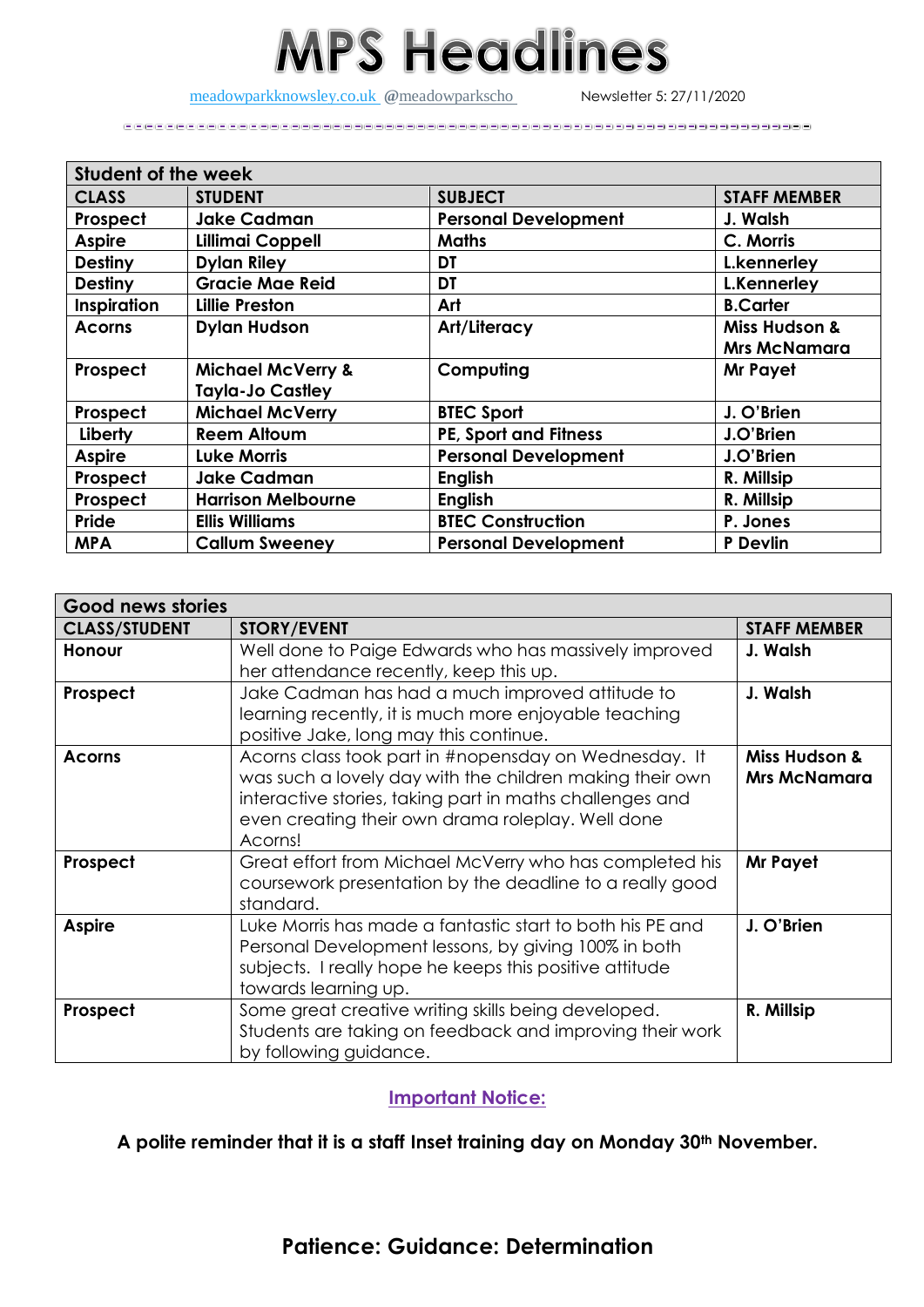# MPS Headlines

meadowparkknowsley.co.uk @meadowparkscho Newsletter 5: 27/11/2020

| Student of the week | | | |
|---|---|---|---|
| **CLASS** | **STUDENT** | **SUBJECT** | **STAFF MEMBER** |
| Prospect | Jake Cadman | Personal Development | J. Walsh |
| Aspire | Lillimai Coppell | Maths | C. Morris |
| Destiny | Dylan Riley | DT | L.kennerley |
| Destiny | Gracie Mae Reid | DT | L.Kennerley |
| Inspiration | Lillie Preston | Art | B.Carter |
| Acorns | Dylan Hudson | Art/Literacy | Miss Hudson & Mrs McNamara |
| Prospect | Michael McVerry & Tayla-Jo Castley | Computing | Mr Payet |
| Prospect | Michael McVerry | BTEC Sport | J. O'Brien |
| Liberty | Reem Altoum | PE, Sport and Fitness | J.O'Brien |
| Aspire | Luke Morris | Personal Development | J.O'Brien |
| Prospect | Jake Cadman | English | R. Millsip |
| Prospect | Harrison Melbourne | English | R. Millsip |
| Pride | Ellis Williams | BTEC Construction | P. Jones |
| MPA | Callum Sweeney | Personal Development | P Devlin |

| Good news stories | | |
|---|---|---|
| **CLASS/STUDENT** | **STORY/EVENT** | **STAFF MEMBER** |
| **Honour** | Well done to Paige Edwards who has massively improved her attendance recently, keep this up. | **J. Walsh** |
| **Prospect** | Jake Cadman has had a much improved attitude to learning recently, it is much more enjoyable teaching positive Jake, long may this continue. | **J. Walsh** |
| **Acorns** | Acorns class took part in #nopensday on Wednesday. It was such a lovely day with the children making their own interactive stories, taking part in maths challenges and even creating their own drama roleplay. Well done Acorns! | **Miss Hudson & Mrs McNamara** |
| **Prospect** | Great effort from Michael McVerry who has completed his coursework presentation by the deadline to a really good standard. | **Mr Payet** |
| **Aspire** | Luke Morris has made a fantastic start to both his PE and Personal Development lessons, by giving 100% in both subjects. I really hope he keeps this positive attitude towards learning up. | **J. O'Brien** |
| **Prospect** | Some great creative writing skills being developed. Students are taking on feedback and improving their work by following guidance. | **R. Millsip** |

**Important Notice:**

**A polite reminder that it is a staff Inset training day on Monday 30th November.**

**Patience: Guidance: Determination**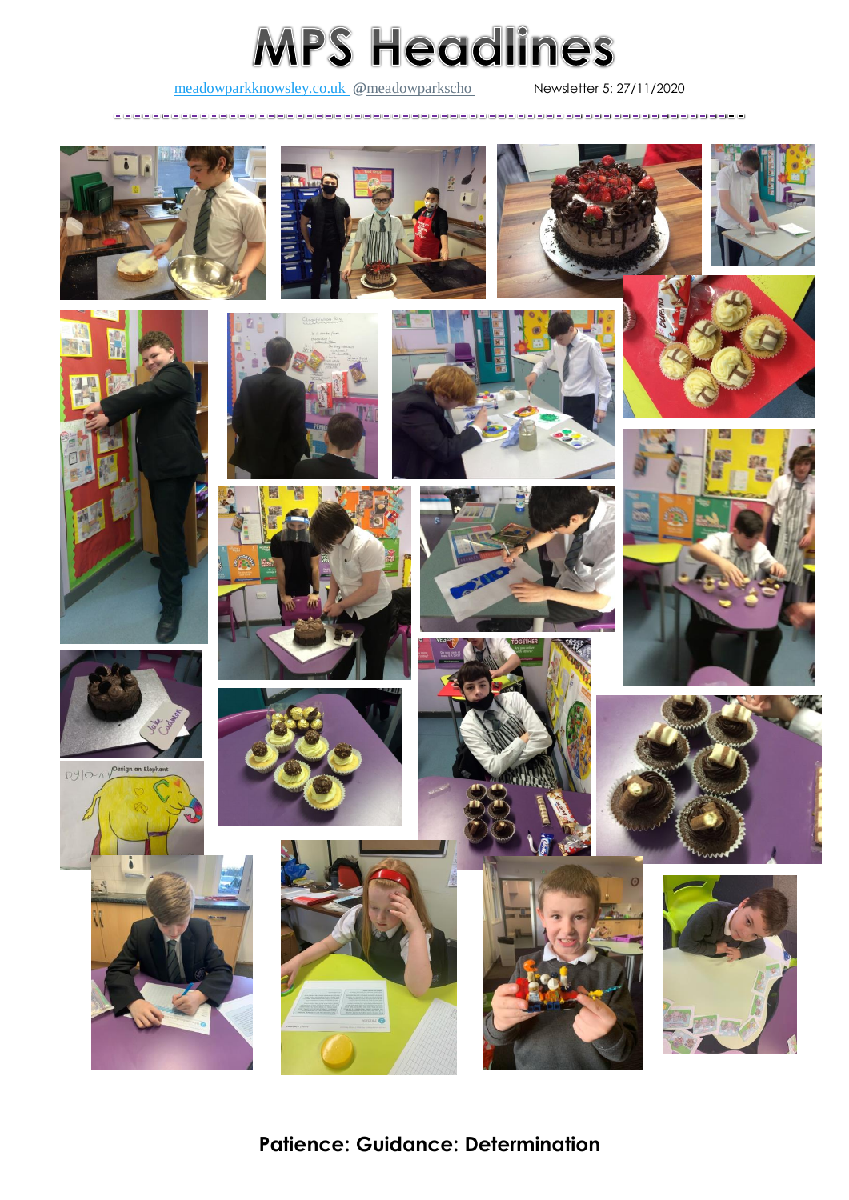# MPS Headlines

meadowparkknowsley.co.uk @meadowparkscho Newsletter 5: 27/11/2020

**Patience: Guidance: Determination**